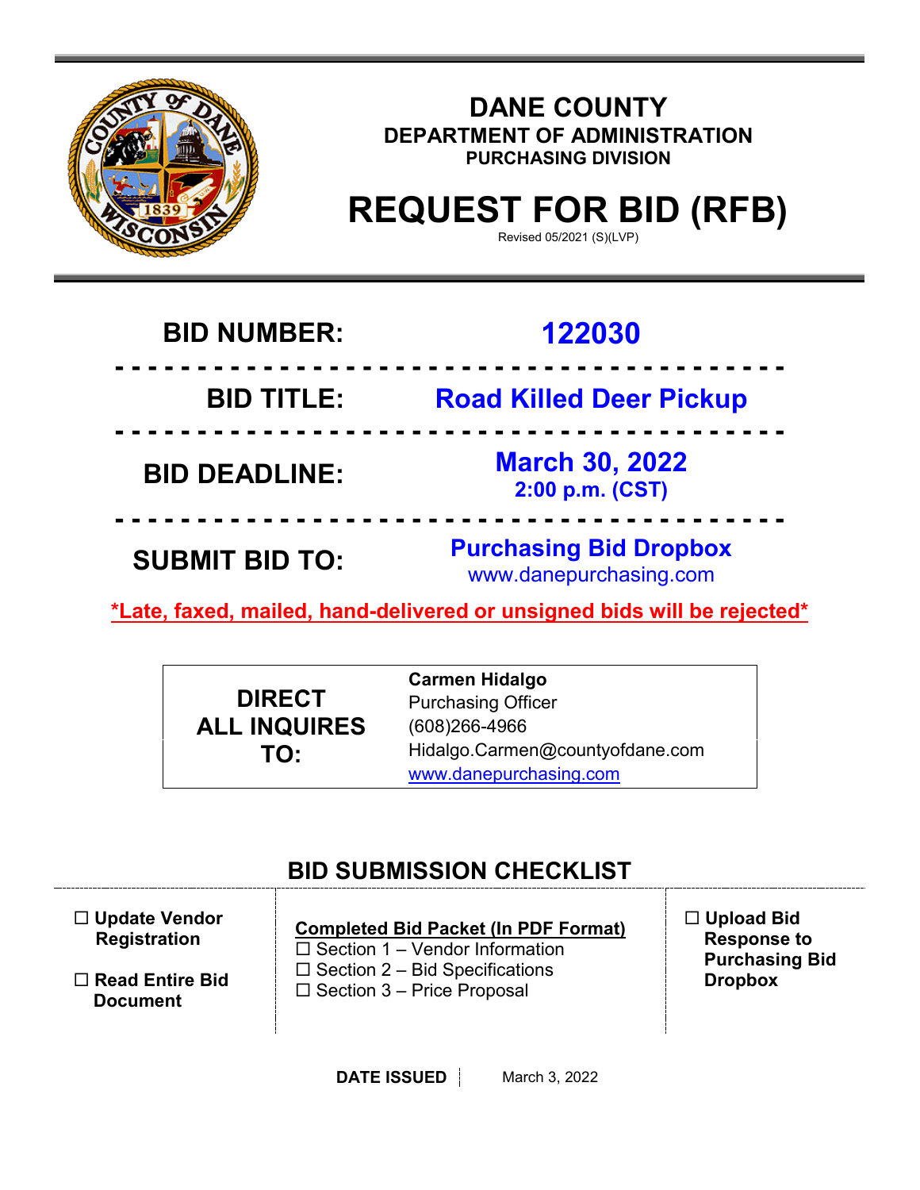# DANE COUNTY

## DEPARTMENT OF ADMINISTRATION

### PURCHASING DIVISION

# REQUEST FOR BID (RFB)

Revised 05/2021 (S)(LVP)

| | |
|---|---|
| **BID NUMBER:** | **122030** |
| **BID TITLE:** | **Road Killed Deer Pickup** |
| **BID DEADLINE:** | **March 30, 2022**<br>**2:00 p.m. (CST)** |
| **SUBMIT BID TO:** | **Purchasing Bid Dropbox**<br>www.danepurchasing.com |

***Late, faxed, mailed, hand-delivered or unsigned bids will be rejected***

| | |
|---|---|
| **DIRECT ALL INQUIRES TO:** | **Carmen Hidalgo**<br>Purchasing Officer<br>(608)266-4966<br>Hidalgo.Carmen@countyofdane.com<br>www.danepurchasing.com |

## BID SUBMISSION CHECKLIST

☐ **Update Vendor Registration**

☐ **Read Entire Bid Document**

**Completed Bid Packet (In PDF Format)**

☐ Section 1 – Vendor Information
☐ Section 2 – Bid Specifications
☐ Section 3 – Price Proposal

☐ **Upload Bid Response to Purchasing Bid Dropbox**

**DATE ISSUED** | March 3, 2022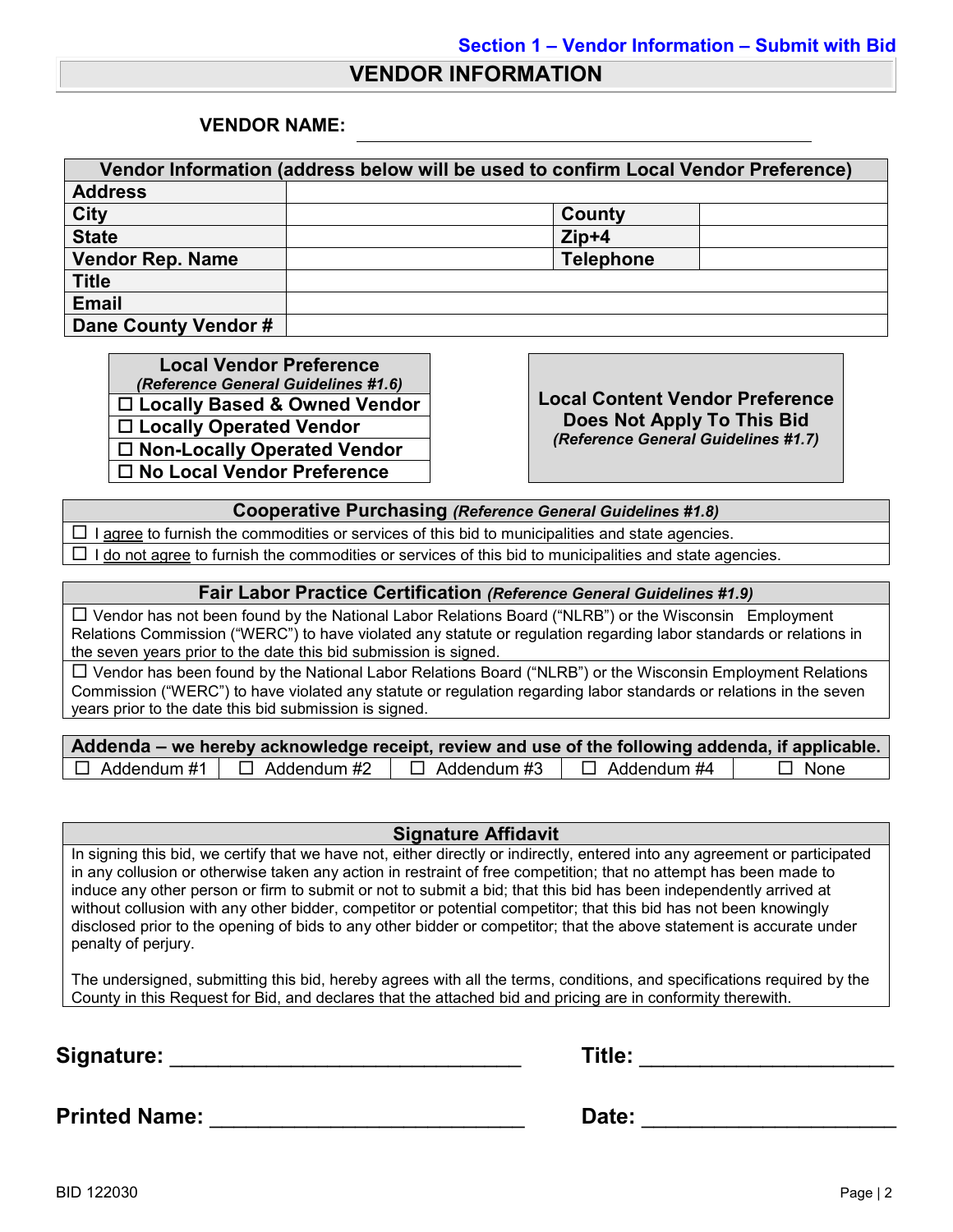**Section 1 – Vendor Information – Submit with Bid**

# VENDOR INFORMATION

**VENDOR NAME:** ______________________________________________

| Vendor Information (address below will be used to confirm Local Vendor Preference) | | | |
|---|---|---|---|
| **Address** | | | |
| **City** | | **County** | |
| **State** | | **Zip+4** | |
| **Vendor Rep. Name** | | **Telephone** | |
| **Title** | | | |
| **Email** | | | |
| **Dane County Vendor #** | | | |

| Local Vendor Preference *(Reference General Guidelines #1.6)* |
|---|
| ☐ Locally Based & Owned Vendor |
| ☐ Locally Operated Vendor |
| ☐ Non-Locally Operated Vendor |
| ☐ No Local Vendor Preference |

**Local Content Vendor Preference Does Not Apply To This Bid**
*(Reference General Guidelines #1.7)*

| Cooperative Purchasing *(Reference General Guidelines #1.8)* |
|---|
| ☐ I agree to furnish the commodities or services of this bid to municipalities and state agencies. |
| ☐ I do not agree to furnish the commodities or services of this bid to municipalities and state agencies. |

| Fair Labor Practice Certification *(Reference General Guidelines #1.9)* |
|---|
| ☐ Vendor has not been found by the National Labor Relations Board ("NLRB") or the Wisconsin Employment Relations Commission ("WERC") to have violated any statute or regulation regarding labor standards or relations in the seven years prior to the date this bid submission is signed. |
| ☐ Vendor has been found by the National Labor Relations Board ("NLRB") or the Wisconsin Employment Relations Commission ("WERC") to have violated any statute or regulation regarding labor standards or relations in the seven years prior to the date this bid submission is signed. |

| Addenda – we hereby acknowledge receipt, review and use of the following addenda, if applicable. | | | | |
|---|---|---|---|---|
| ☐ Addendum #1 | ☐ Addendum #2 | ☐ Addendum #3 | ☐ Addendum #4 | ☐ None |

| Signature Affidavit |
|---|
| In signing this bid, we certify that we have not, either directly or indirectly, entered into any agreement or participated in any collusion or otherwise taken any action in restraint of free competition; that no attempt has been made to induce any other person or firm to submit or not to submit a bid; that this bid has been independently arrived at without collusion with any other bidder, competitor or potential competitor; that this bid has not been knowingly disclosed prior to the opening of bids to any other bidder or competitor; that the above statement is accurate under penalty of perjury. <br><br> The undersigned, submitting this bid, hereby agrees with all the terms, conditions, and specifications required by the County in this Request for Bid, and declares that the attached bid and pricing are in conformity therewith. |

**Signature:** ______________________________ **Title:** ______________________

**Printed Name:** ___________________________ **Date:** ______________________

BID 122030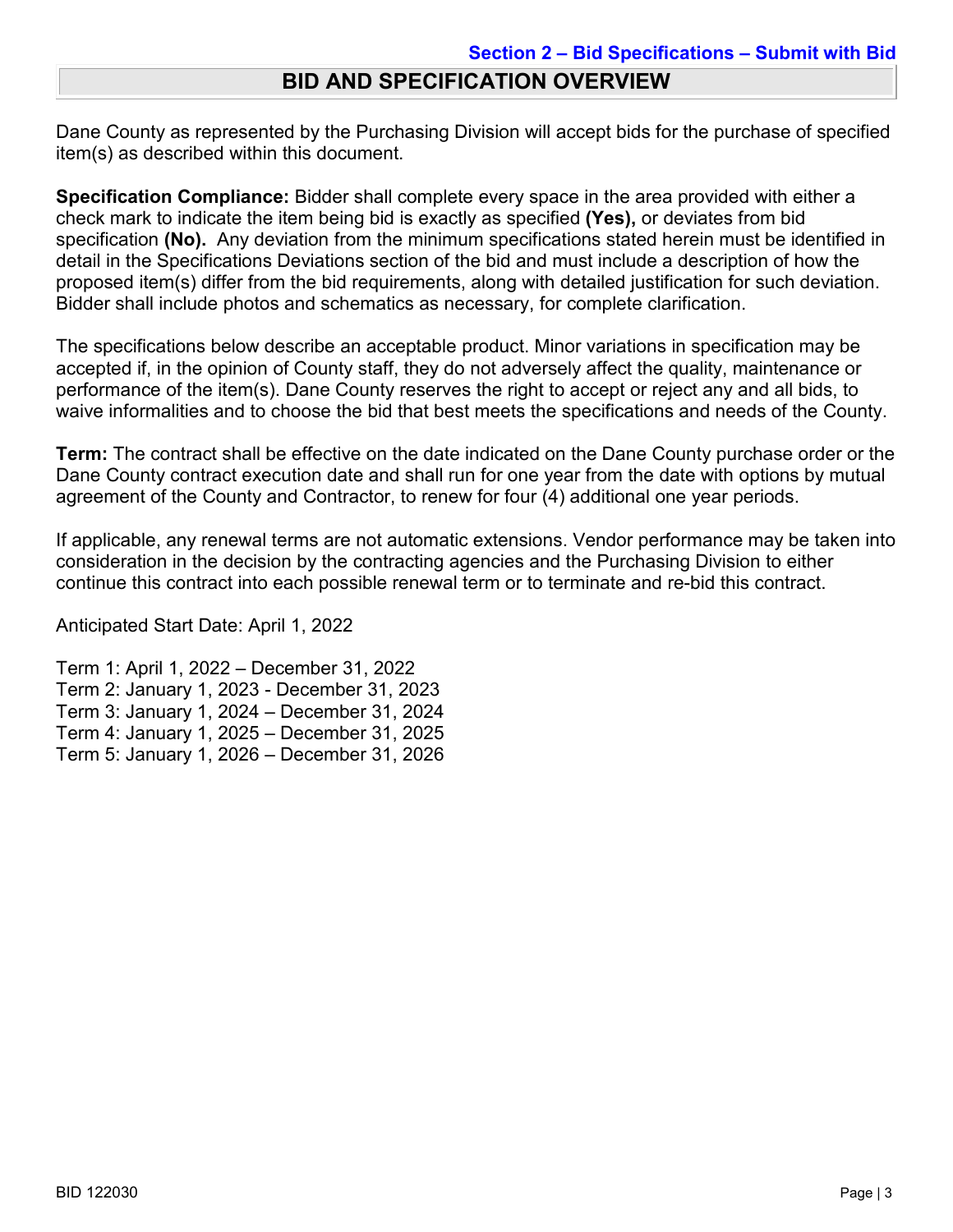**Section 2 – Bid Specifications – Submit with Bid**

# BID AND SPECIFICATION OVERVIEW

Dane County as represented by the Purchasing Division will accept bids for the purchase of specified item(s) as described within this document.

**Specification Compliance:** Bidder shall complete every space in the area provided with either a check mark to indicate the item being bid is exactly as specified **(Yes),** or deviates from bid specification **(No).** Any deviation from the minimum specifications stated herein must be identified in detail in the Specifications Deviations section of the bid and must include a description of how the proposed item(s) differ from the bid requirements, along with detailed justification for such deviation. Bidder shall include photos and schematics as necessary, for complete clarification.

The specifications below describe an acceptable product. Minor variations in specification may be accepted if, in the opinion of County staff, they do not adversely affect the quality, maintenance or performance of the item(s). Dane County reserves the right to accept or reject any and all bids, to waive informalities and to choose the bid that best meets the specifications and needs of the County.

**Term:** The contract shall be effective on the date indicated on the Dane County purchase order or the Dane County contract execution date and shall run for one year from the date with options by mutual agreement of the County and Contractor, to renew for four (4) additional one year periods.

If applicable, any renewal terms are not automatic extensions. Vendor performance may be taken into consideration in the decision by the contracting agencies and the Purchasing Division to either continue this contract into each possible renewal term or to terminate and re-bid this contract.

Anticipated Start Date: April 1, 2022

Term 1: April 1, 2022 – December 31, 2022
Term 2: January 1, 2023 - December 31, 2023
Term 3: January 1, 2024 – December 31, 2024
Term 4: January 1, 2025 – December 31, 2025
Term 5: January 1, 2026 – December 31, 2026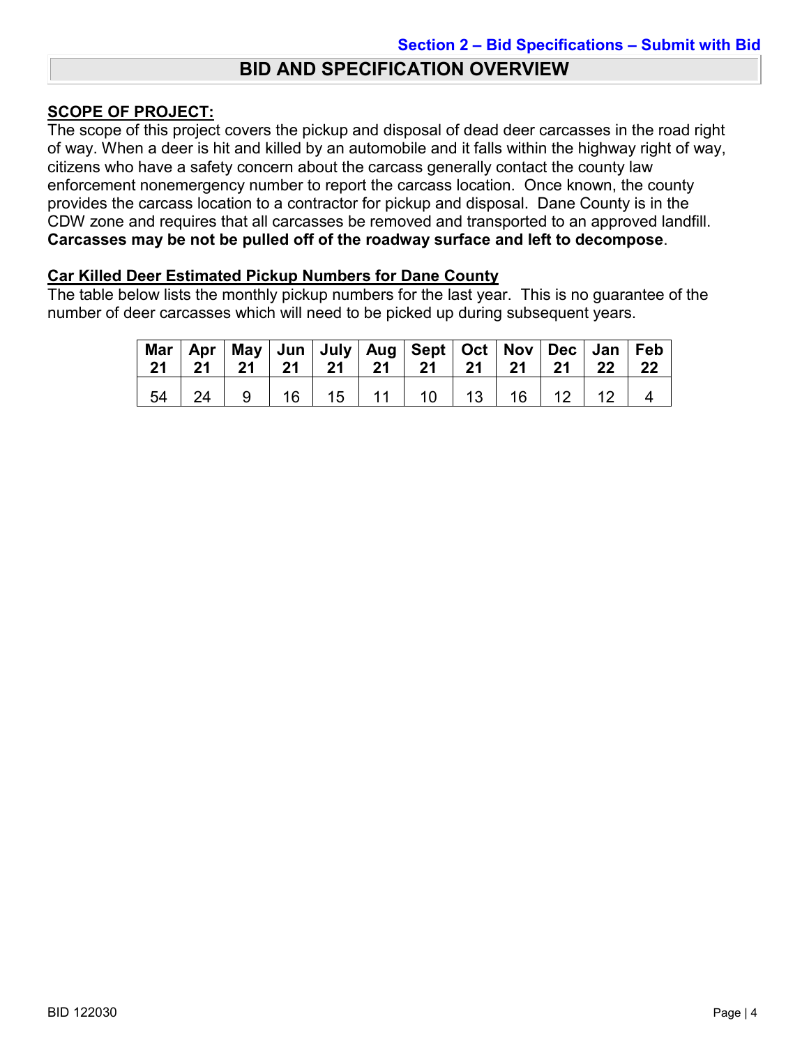**Section 2 – Bid Specifications – Submit with Bid**

# BID AND SPECIFICATION OVERVIEW

**SCOPE OF PROJECT:**

The scope of this project covers the pickup and disposal of dead deer carcasses in the road right of way. When a deer is hit and killed by an automobile and it falls within the highway right of way, citizens who have a safety concern about the carcass generally contact the county law enforcement nonemergency number to report the carcass location. Once known, the county provides the carcass location to a contractor for pickup and disposal. Dane County is in the CDW zone and requires that all carcasses be removed and transported to an approved landfill. **Carcasses may be not be pulled off of the roadway surface and left to decompose**.

**Car Killed Deer Estimated Pickup Numbers for Dane County**

The table below lists the monthly pickup numbers for the last year. This is no guarantee of the number of deer carcasses which will need to be picked up during subsequent years.

| Mar 21 | Apr 21 | May 21 | Jun 21 | July 21 | Aug 21 | Sept 21 | Oct 21 | Nov 21 | Dec 21 | Jan 22 | Feb 22 |
|---|---|---|---|---|---|---|---|---|---|---|---|
| 54 | 24 | 9 | 16 | 15 | 11 | 10 | 13 | 16 | 12 | 12 | 4 |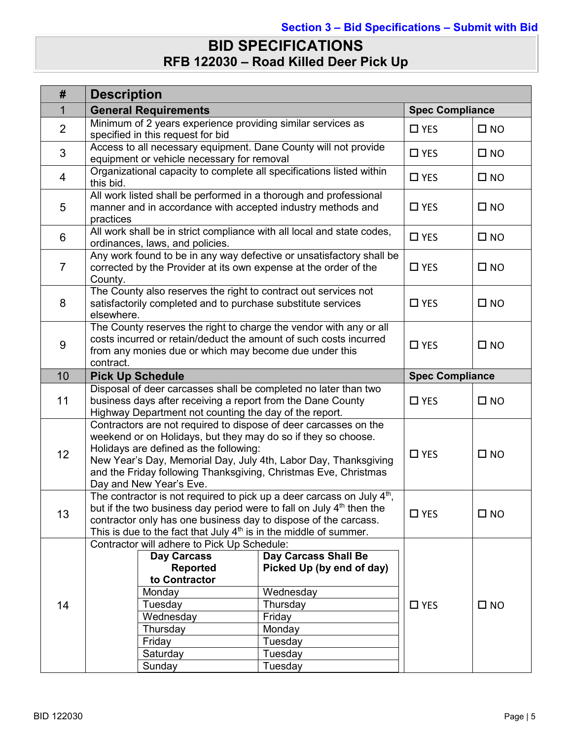Section 3 – Bid Specifications – Submit with Bid

# BID SPECIFICATIONS
## RFB 122030 – Road Killed Deer Pick Up

| # | Description | | |
|---|---|---|---|
| 1 | **General Requirements** | **Spec Compliance** | |
| 2 | Minimum of 2 years experience providing similar services as specified in this request for bid | ☐ YES | ☐ NO |
| 3 | Access to all necessary equipment. Dane County will not provide equipment or vehicle necessary for removal | ☐ YES | ☐ NO |
| 4 | Organizational capacity to complete all specifications listed within this bid. | ☐ YES | ☐ NO |
| 5 | All work listed shall be performed in a thorough and professional manner and in accordance with accepted industry methods and practices | ☐ YES | ☐ NO |
| 6 | All work shall be in strict compliance with all local and state codes, ordinances, laws, and policies. | ☐ YES | ☐ NO |
| 7 | Any work found to be in any way defective or unsatisfactory shall be corrected by the Provider at its own expense at the order of the County. | ☐ YES | ☐ NO |
| 8 | The County also reserves the right to contract out services not satisfactorily completed and to purchase substitute services elsewhere. | ☐ YES | ☐ NO |
| 9 | The County reserves the right to charge the vendor with any or all costs incurred or retain/deduct the amount of such costs incurred from any monies due or which may become due under this contract. | ☐ YES | ☐ NO |
| 10 | **Pick Up Schedule** | **Spec Compliance** | |
| 11 | Disposal of deer carcasses shall be completed no later than two business days after receiving a report from the Dane County Highway Department not counting the day of the report. | ☐ YES | ☐ NO |
| 12 | Contractors are not required to dispose of deer carcasses on the weekend or on Holidays, but they may do so if they so choose. Holidays are defined as the following: New Year's Day, Memorial Day, July 4th, Labor Day, Thanksgiving and the Friday following Thanksgiving, Christmas Eve, Christmas Day and New Year's Eve. | ☐ YES | ☐ NO |
| 13 | The contractor is not required to pick up a deer carcass on July 4th, but if the two business day period were to fall on July 4th then the contractor only has one business day to dispose of the carcass. This is due to the fact that July 4th is in the middle of summer. | ☐ YES | ☐ NO |
| 14 | Contractor will adhere to Pick Up Schedule:<br>**Day Carcass Reported to Contractor** → **Day Carcass Shall Be Picked Up (by end of day)**<br>Monday → Wednesday<br>Tuesday → Thursday<br>Wednesday → Friday<br>Thursday → Monday<br>Friday → Tuesday<br>Saturday → Tuesday<br>Sunday → Tuesday | ☐ YES | ☐ NO |

Pick Up Schedule (item 14):

| Day Carcass Reported to Contractor | Day Carcass Shall Be Picked Up (by end of day) |
|---|---|
| Monday | Wednesday |
| Tuesday | Thursday |
| Wednesday | Friday |
| Thursday | Monday |
| Friday | Tuesday |
| Saturday | Tuesday |
| Sunday | Tuesday |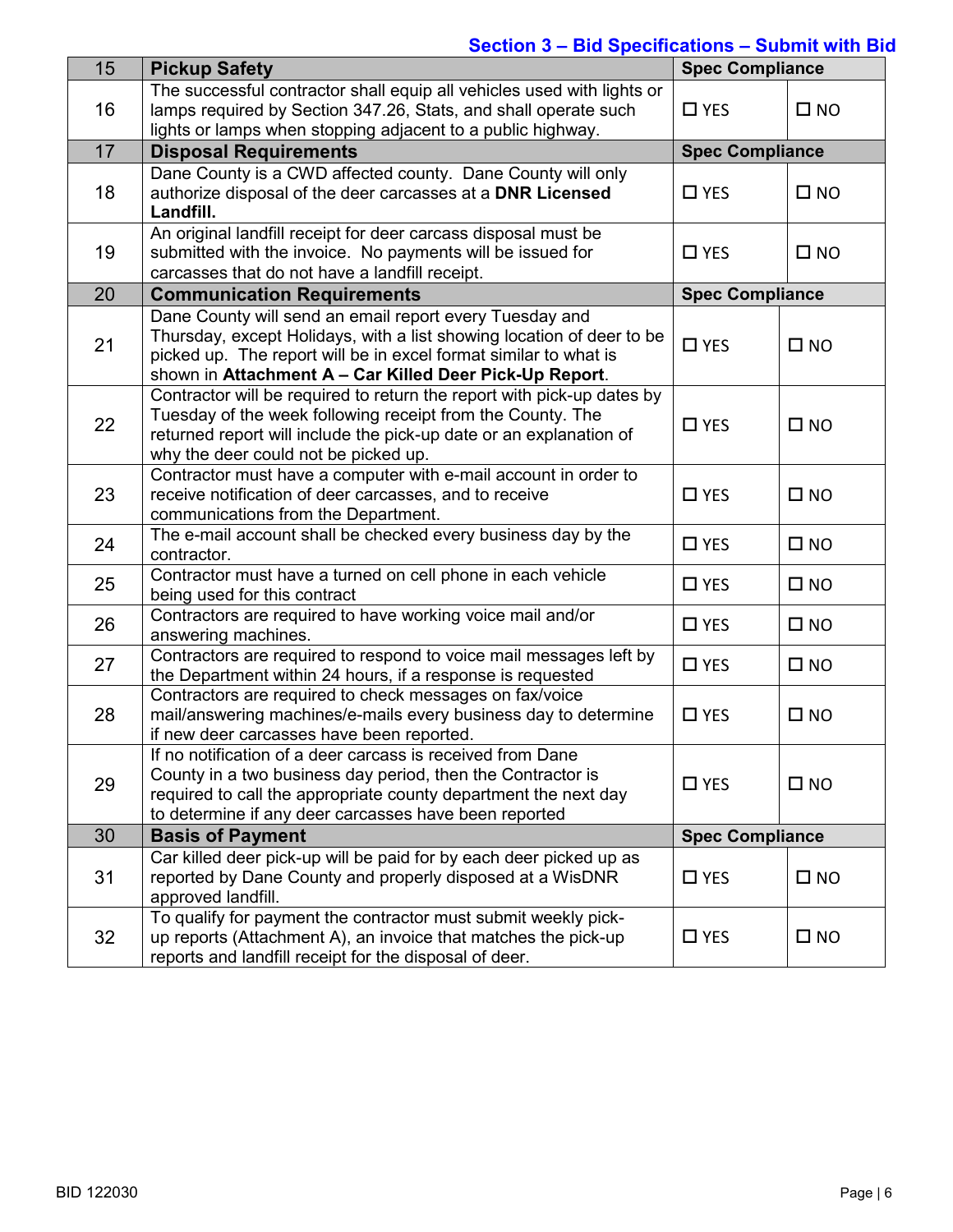## Section 3 – Bid Specifications – Submit with Bid

| 15 | **Pickup Safety** | **Spec Compliance** | |
|---|---|---|---|
| 16 | The successful contractor shall equip all vehicles used with lights or lamps required by Section 347.26, Stats, and shall operate such lights or lamps when stopping adjacent to a public highway. | ☐ YES | ☐ NO |
| 17 | **Disposal Requirements** | **Spec Compliance** | |
| 18 | Dane County is a CWD affected county. Dane County will only authorize disposal of the deer carcasses at a **DNR Licensed Landfill.** | ☐ YES | ☐ NO |
| 19 | An original landfill receipt for deer carcass disposal must be submitted with the invoice. No payments will be issued for carcasses that do not have a landfill receipt. | ☐ YES | ☐ NO |
| 20 | **Communication Requirements** | **Spec Compliance** | |
| 21 | Dane County will send an email report every Tuesday and Thursday, except Holidays, with a list showing location of deer to be picked up. The report will be in excel format similar to what is shown in **Attachment A – Car Killed Deer Pick-Up Report**. | ☐ YES | ☐ NO |
| 22 | Contractor will be required to return the report with pick-up dates by Tuesday of the week following receipt from the County. The returned report will include the pick-up date or an explanation of why the deer could not be picked up. | ☐ YES | ☐ NO |
| 23 | Contractor must have a computer with e-mail account in order to receive notification of deer carcasses, and to receive communications from the Department. | ☐ YES | ☐ NO |
| 24 | The e-mail account shall be checked every business day by the contractor. | ☐ YES | ☐ NO |
| 25 | Contractor must have a turned on cell phone in each vehicle being used for this contract | ☐ YES | ☐ NO |
| 26 | Contractors are required to have working voice mail and/or answering machines. | ☐ YES | ☐ NO |
| 27 | Contractors are required to respond to voice mail messages left by the Department within 24 hours, if a response is requested | ☐ YES | ☐ NO |
| 28 | Contractors are required to check messages on fax/voice mail/answering machines/e-mails every business day to determine if new deer carcasses have been reported. | ☐ YES | ☐ NO |
| 29 | If no notification of a deer carcass is received from Dane County in a two business day period, then the Contractor is required to call the appropriate county department the next day to determine if any deer carcasses have been reported | ☐ YES | ☐ NO |
| 30 | **Basis of Payment** | **Spec Compliance** | |
| 31 | Car killed deer pick-up will be paid for by each deer picked up as reported by Dane County and properly disposed at a WisDNR approved landfill. | ☐ YES | ☐ NO |
| 32 | To qualify for payment the contractor must submit weekly pick-up reports (Attachment A), an invoice that matches the pick-up reports and landfill receipt for the disposal of deer. | ☐ YES | ☐ NO |

BID 122030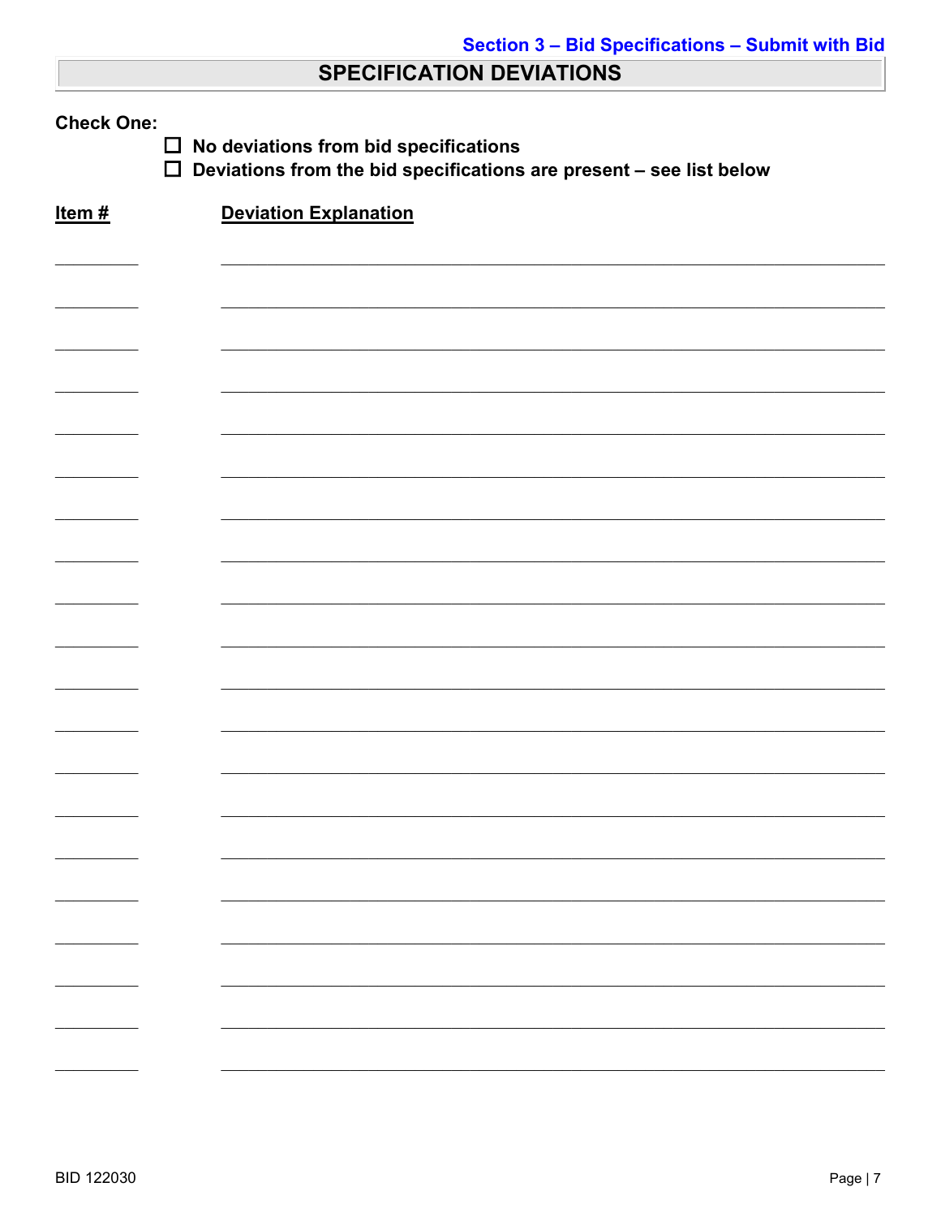## SPECIFICATION DEVIATIONS

**Check One:**

- ☐ **No deviations from bid specifications**
- ☐ **Deviations from the bid specifications are present – see list below**

| **Item #** | **Deviation Explanation** |
| --- | --- |
| | |
| | |
| | |
| | |
| | |
| | |
| | |
| | |
| | |
| | |
| | |
| | |
| | |
| | |
| | |
| | |
| | |
| | |
| | |
| | |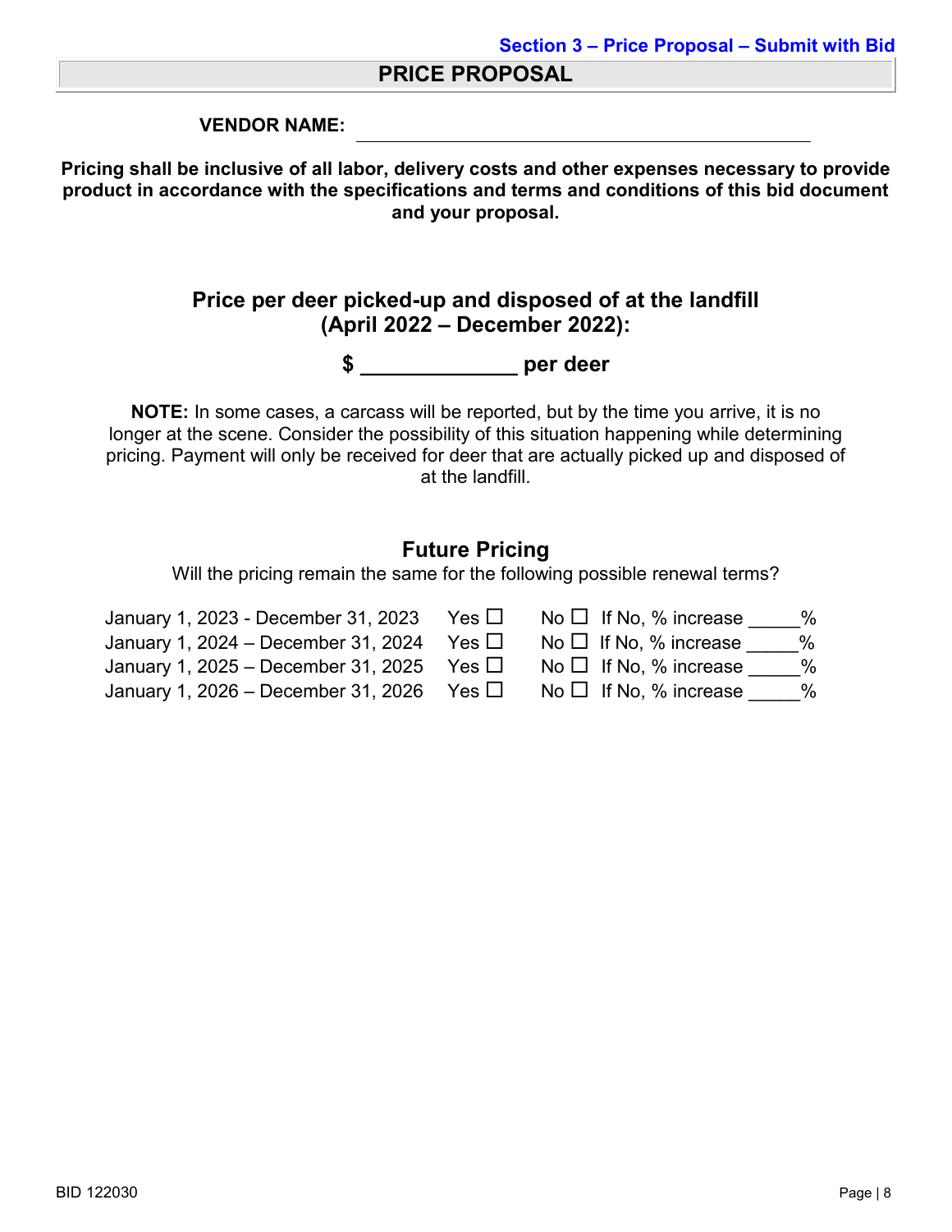Section 3 – Price Proposal – Submit with Bid

# PRICE PROPOSAL

**VENDOR NAME:** ____________________________________________

**Pricing shall be inclusive of all labor, delivery costs and other expenses necessary to provide product in accordance with the specifications and terms and conditions of this bid document and your proposal.**

## Price per deer picked-up and disposed of at the landfill (April 2022 – December 2022):

**$ _____________ per deer**

**NOTE:** In some cases, a carcass will be reported, but by the time you arrive, it is no longer at the scene. Consider the possibility of this situation happening while determining pricing. Payment will only be received for deer that are actually picked up and disposed of at the landfill.

## Future Pricing

Will the pricing remain the same for the following possible renewal terms?

| | | | |
|---|---|---|---|
| January 1, 2023 - December 31, 2023 | Yes ☐ | No ☐ | If No, % increase _____% |
| January 1, 2024 – December 31, 2024 | Yes ☐ | No ☐ | If No, % increase _____% |
| January 1, 2025 – December 31, 2025 | Yes ☐ | No ☐ | If No, % increase _____% |
| January 1, 2026 – December 31, 2026 | Yes ☐ | No ☐ | If No, % increase _____% |

BID 122030